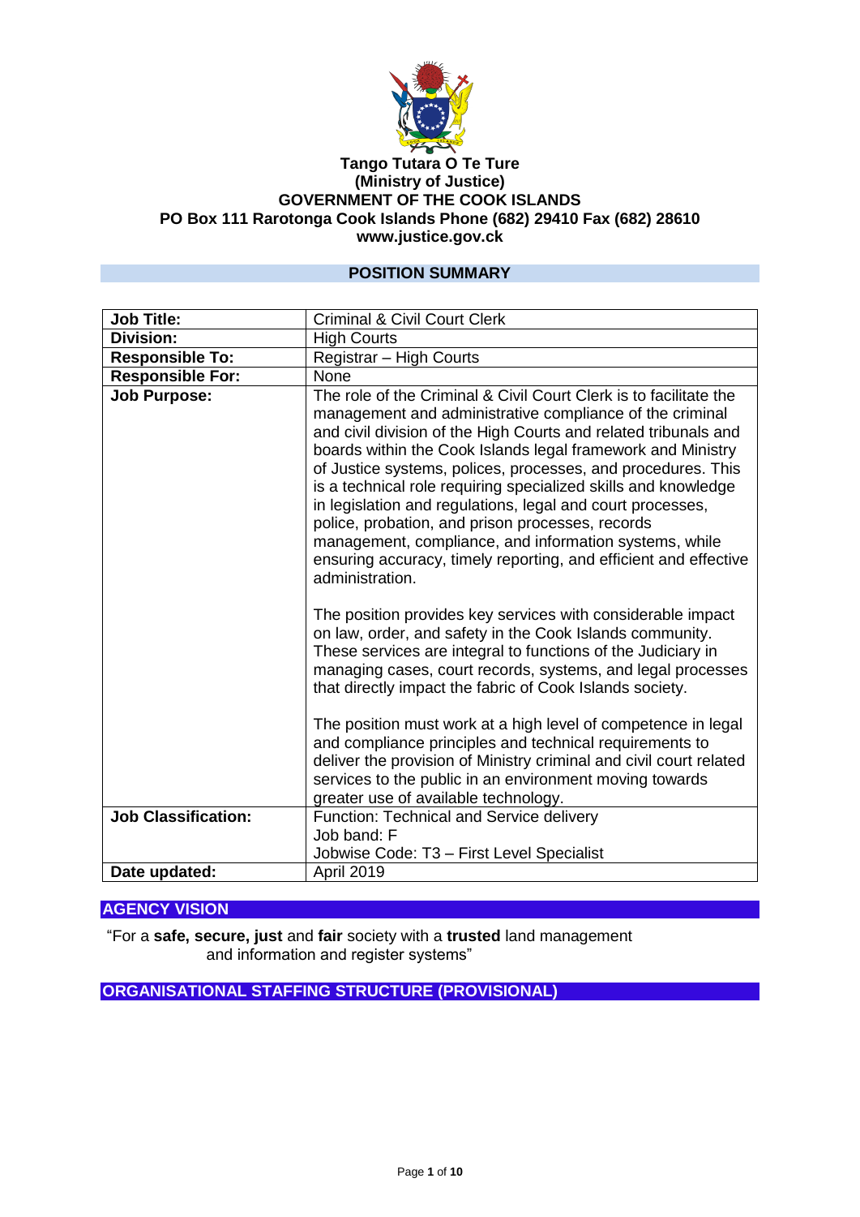**Tango Tutara O Te Ture**
**(Ministry of Justice)**
**GOVERNMENT OF THE COOK ISLANDS**
**PO Box 111 Rarotonga Cook Islands Phone (682) 29410 Fax (682) 28610**
**www.justice.gov.ck**

## POSITION SUMMARY

| **Job Title:** | Criminal & Civil Court Clerk |
|---|---|
| **Division:** | High Courts |
| **Responsible To:** | Registrar – High Courts |
| **Responsible For:** | None |
| **Job Purpose:** | The role of the Criminal & Civil Court Clerk is to facilitate the management and administrative compliance of the criminal and civil division of the High Courts and related tribunals and boards within the Cook Islands legal framework and Ministry of Justice systems, polices, processes, and procedures. This is a technical role requiring specialized skills and knowledge in legislation and regulations, legal and court processes, police, probation, and prison processes, records management, compliance, and information systems, while ensuring accuracy, timely reporting, and efficient and effective administration.<br><br>The position provides key services with considerable impact on law, order, and safety in the Cook Islands community. These services are integral to functions of the Judiciary in managing cases, court records, systems, and legal processes that directly impact the fabric of Cook Islands society.<br><br>The position must work at a high level of competence in legal and compliance principles and technical requirements to deliver the provision of Ministry criminal and civil court related services to the public in an environment moving towards greater use of available technology. |
| **Job Classification:** | Function: Technical and Service delivery<br>Job band: F<br>Jobwise Code: T3 – First Level Specialist |
| **Date updated:** | April 2019 |

## AGENCY VISION

"For a **safe, secure, just** and **fair** society with a **trusted** land management and information and register systems"

## ORGANISATIONAL STAFFING STRUCTURE (PROVISIONAL)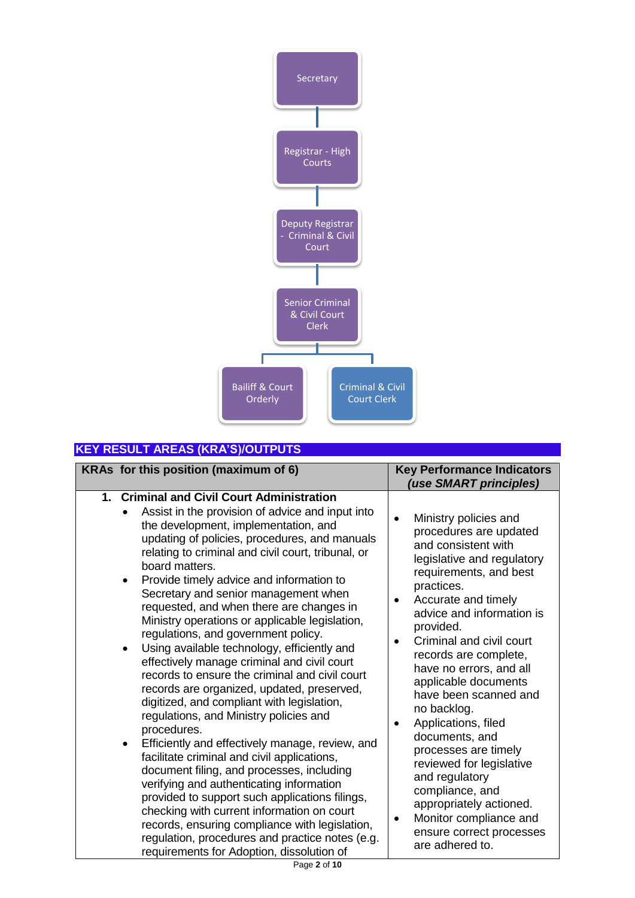Secretary

Registrar - High Courts

Deputy Registrar - Criminal & Civil Court

Senior Criminal & Civil Court Clerk

Bailiff & Court Orderly

Criminal & Civil Court Clerk

## KEY RESULT AREAS (KRA'S)/OUTPUTS

| KRAs for this position (maximum of 6) | Key Performance Indicators *(use SMART principles)* |
|---|---|
| **1. Criminal and Civil Court Administration**<br>• Assist in the provision of advice and input into the development, implementation, and updating of policies, procedures, and manuals relating to criminal and civil court, tribunal, or board matters.<br>• Provide timely advice and information to Secretary and senior management when requested, and when there are changes in Ministry operations or applicable legislation, regulations, and government policy.<br>• Using available technology, efficiently and effectively manage criminal and civil court records to ensure the criminal and civil court records are organized, updated, preserved, digitized, and compliant with legislation, regulations, and Ministry policies and procedures.<br>• Efficiently and effectively manage, review, and facilitate criminal and civil applications, document filing, and processes, including verifying and authenticating information provided to support such applications filings, checking with current information on court records, ensuring compliance with legislation, regulation, procedures and practice notes (e.g. requirements for Adoption, dissolution of | • Ministry policies and procedures are updated and consistent with legislative and regulatory requirements, and best practices.<br>• Accurate and timely advice and information is provided.<br>• Criminal and civil court records are complete, have no errors, and all applicable documents have been scanned and no backlog.<br>• Applications, filed documents, and processes are timely reviewed for legislative and regulatory compliance, and appropriately actioned.<br>• Monitor compliance and ensure correct processes are adhered to. |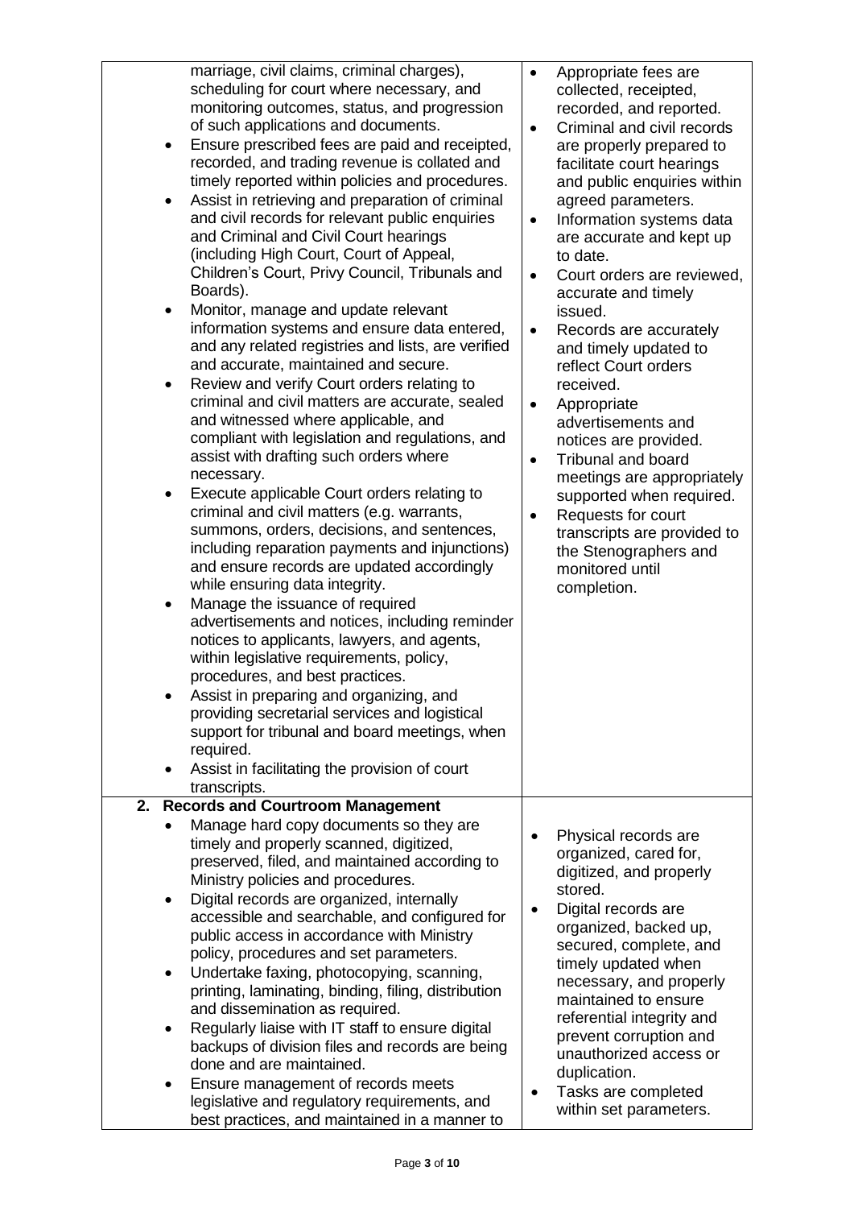| | |
|---|---|
| marriage, civil claims, criminal charges), scheduling for court where necessary, and monitoring outcomes, status, and progression of such applications and documents.<br>• Ensure prescribed fees are paid and receipted, recorded, and trading revenue is collated and timely reported within policies and procedures.<br>• Assist in retrieving and preparation of criminal and civil records for relevant public enquiries and Criminal and Civil Court hearings (including High Court, Court of Appeal, Children's Court, Privy Council, Tribunals and Boards).<br>• Monitor, manage and update relevant information systems and ensure data entered, and any related registries and lists, are verified and accurate, maintained and secure.<br>• Review and verify Court orders relating to criminal and civil matters are accurate, sealed and witnessed where applicable, and compliant with legislation and regulations, and assist with drafting such orders where necessary.<br>• Execute applicable Court orders relating to criminal and civil matters (e.g. warrants, summons, orders, decisions, and sentences, including reparation payments and injunctions) and ensure records are updated accordingly while ensuring data integrity.<br>• Manage the issuance of required advertisements and notices, including reminder notices to applicants, lawyers, and agents, within legislative requirements, policy, procedures, and best practices.<br>• Assist in preparing and organizing, and providing secretarial services and logistical support for tribunal and board meetings, when required.<br>• Assist in facilitating the provision of court transcripts. | • Appropriate fees are collected, receipted, recorded, and reported.<br>• Criminal and civil records are properly prepared to facilitate court hearings and public enquiries within agreed parameters.<br>• Information systems data are accurate and kept up to date.<br>• Court orders are reviewed, accurate and timely issued.<br>• Records are accurately and timely updated to reflect Court orders received.<br>• Appropriate advertisements and notices are provided.<br>• Tribunal and board meetings are appropriately supported when required.<br>• Requests for court transcripts are provided to the Stenographers and monitored until completion. |
| **2. Records and Courtroom Management**<br>• Manage hard copy documents so they are timely and properly scanned, digitized, preserved, filed, and maintained according to Ministry policies and procedures.<br>• Digital records are organized, internally accessible and searchable, and configured for public access in accordance with Ministry policy, procedures and set parameters.<br>• Undertake faxing, photocopying, scanning, printing, laminating, binding, filing, distribution and dissemination as required.<br>• Regularly liaise with IT staff to ensure digital backups of division files and records are being done and are maintained.<br>• Ensure management of records meets legislative and regulatory requirements, and best practices, and maintained in a manner to | • Physical records are organized, cared for, digitized, and properly stored.<br>• Digital records are organized, backed up, secured, complete, and timely updated when necessary, and properly maintained to ensure referential integrity and prevent corruption and unauthorized access or duplication.<br>• Tasks are completed within set parameters. |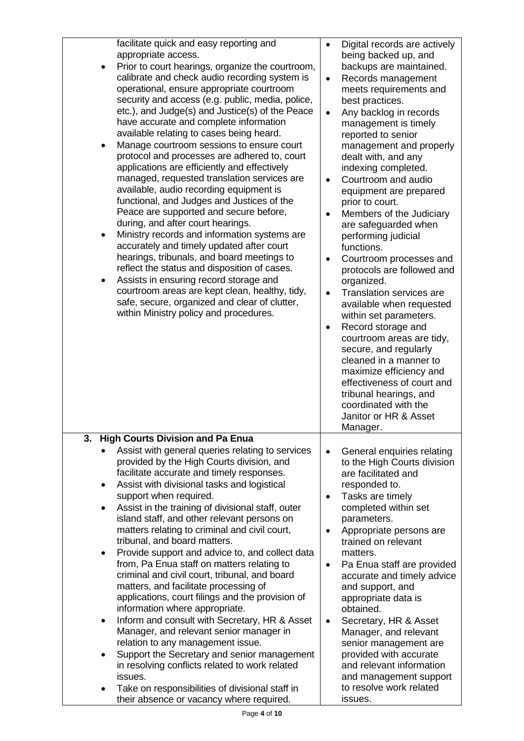| | |
|---|---|
| facilitate quick and easy reporting and appropriate access.<br>• Prior to court hearings, organize the courtroom, calibrate and check audio recording system is operational, ensure appropriate courtroom security and access (e.g. public, media, police, etc.), and Judge(s) and Justice(s) of the Peace have accurate and complete information available relating to cases being heard.<br>• Manage courtroom sessions to ensure court protocol and processes are adhered to, court applications are efficiently and effectively managed, requested translation services are available, audio recording equipment is functional, and Judges and Justices of the Peace are supported and secure before, during, and after court hearings.<br>• Ministry records and information systems are accurately and timely updated after court hearings, tribunals, and board meetings to reflect the status and disposition of cases.<br>• Assists in ensuring record storage and courtroom areas are kept clean, healthy, tidy, safe, secure, organized and clear of clutter, within Ministry policy and procedures. | • Digital records are actively being backed up, and backups are maintained.<br>• Records management meets requirements and best practices.<br>• Any backlog in records management is timely reported to senior management and properly dealt with, and any indexing completed.<br>• Courtroom and audio equipment are prepared prior to court.<br>• Members of the Judiciary are safeguarded when performing judicial functions.<br>• Courtroom processes and protocols are followed and organized.<br>• Translation services are available when requested within set parameters.<br>• Record storage and courtroom areas are tidy, secure, and regularly cleaned in a manner to maximize efficiency and effectiveness of court and tribunal hearings, and coordinated with the Janitor or HR & Asset Manager. |
| **3. High Courts Division and Pa Enua**<br>• Assist with general queries relating to services provided by the High Courts division, and facilitate accurate and timely responses.<br>• Assist with divisional tasks and logistical support when required.<br>• Assist in the training of divisional staff, outer island staff, and other relevant persons on matters relating to criminal and civil court, tribunal, and board matters.<br>• Provide support and advice to, and collect data from, Pa Enua staff on matters relating to criminal and civil court, tribunal, and board matters, and facilitate processing of applications, court filings and the provision of information where appropriate.<br>• Inform and consult with Secretary, HR & Asset Manager, and relevant senior manager in relation to any management issue.<br>• Support the Secretary and senior management in resolving conflicts related to work related issues.<br>• Take on responsibilities of divisional staff in their absence or vacancy where required. | • General enquiries relating to the High Courts division are facilitated and responded to.<br>• Tasks are timely completed within set parameters.<br>• Appropriate persons are trained on relevant matters.<br>• Pa Enua staff are provided accurate and timely advice and support, and appropriate data is obtained.<br>• Secretary, HR & Asset Manager, and relevant senior management are provided with accurate and relevant information and management support to resolve work related issues. |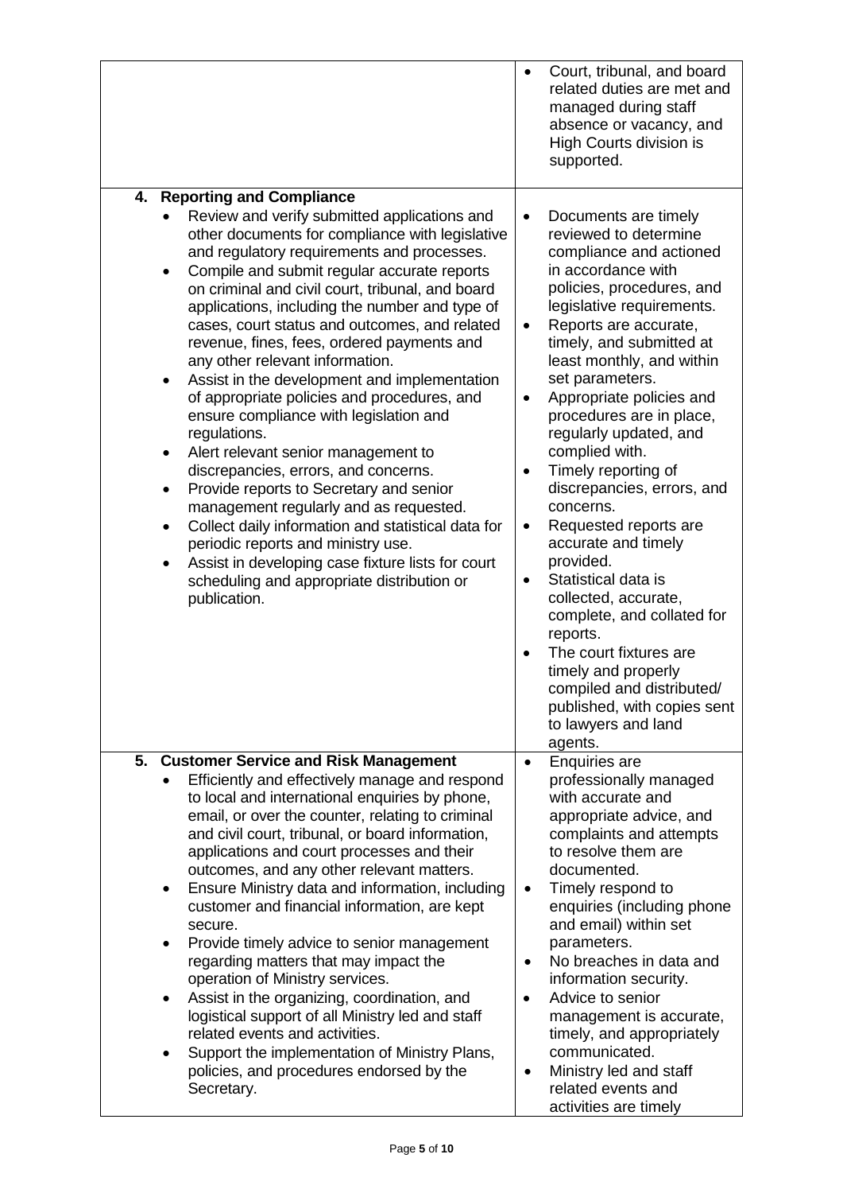| | |
|---|---|
| | • Court, tribunal, and board related duties are met and managed during staff absence or vacancy, and High Courts division is supported. |
| **4. Reporting and Compliance**<br>• Review and verify submitted applications and other documents for compliance with legislative and regulatory requirements and processes.<br>• Compile and submit regular accurate reports on criminal and civil court, tribunal, and board applications, including the number and type of cases, court status and outcomes, and related revenue, fines, fees, ordered payments and any other relevant information.<br>• Assist in the development and implementation of appropriate policies and procedures, and ensure compliance with legislation and regulations.<br>• Alert relevant senior management to discrepancies, errors, and concerns.<br>• Provide reports to Secretary and senior management regularly and as requested.<br>• Collect daily information and statistical data for periodic reports and ministry use.<br>• Assist in developing case fixture lists for court scheduling and appropriate distribution or publication. | • Documents are timely reviewed to determine compliance and actioned in accordance with policies, procedures, and legislative requirements.<br>• Reports are accurate, timely, and submitted at least monthly, and within set parameters.<br>• Appropriate policies and procedures are in place, regularly updated, and complied with.<br>• Timely reporting of discrepancies, errors, and concerns.<br>• Requested reports are accurate and timely provided.<br>• Statistical data is collected, accurate, complete, and collated for reports.<br>• The court fixtures are timely and properly compiled and distributed/ published, with copies sent to lawyers and land agents. |
| **5. Customer Service and Risk Management**<br>• Efficiently and effectively manage and respond to local and international enquiries by phone, email, or over the counter, relating to criminal and civil court, tribunal, or board information, applications and court processes and their outcomes, and any other relevant matters.<br>• Ensure Ministry data and information, including customer and financial information, are kept secure.<br>• Provide timely advice to senior management regarding matters that may impact the operation of Ministry services.<br>• Assist in the organizing, coordination, and logistical support of all Ministry led and staff related events and activities.<br>• Support the implementation of Ministry Plans, policies, and procedures endorsed by the Secretary. | • Enquiries are professionally managed with accurate and appropriate advice, and complaints and attempts to resolve them are documented.<br>• Timely respond to enquiries (including phone and email) within set parameters.<br>• No breaches in data and information security.<br>• Advice to senior management is accurate, timely, and appropriately communicated.<br>• Ministry led and staff related events and activities are timely |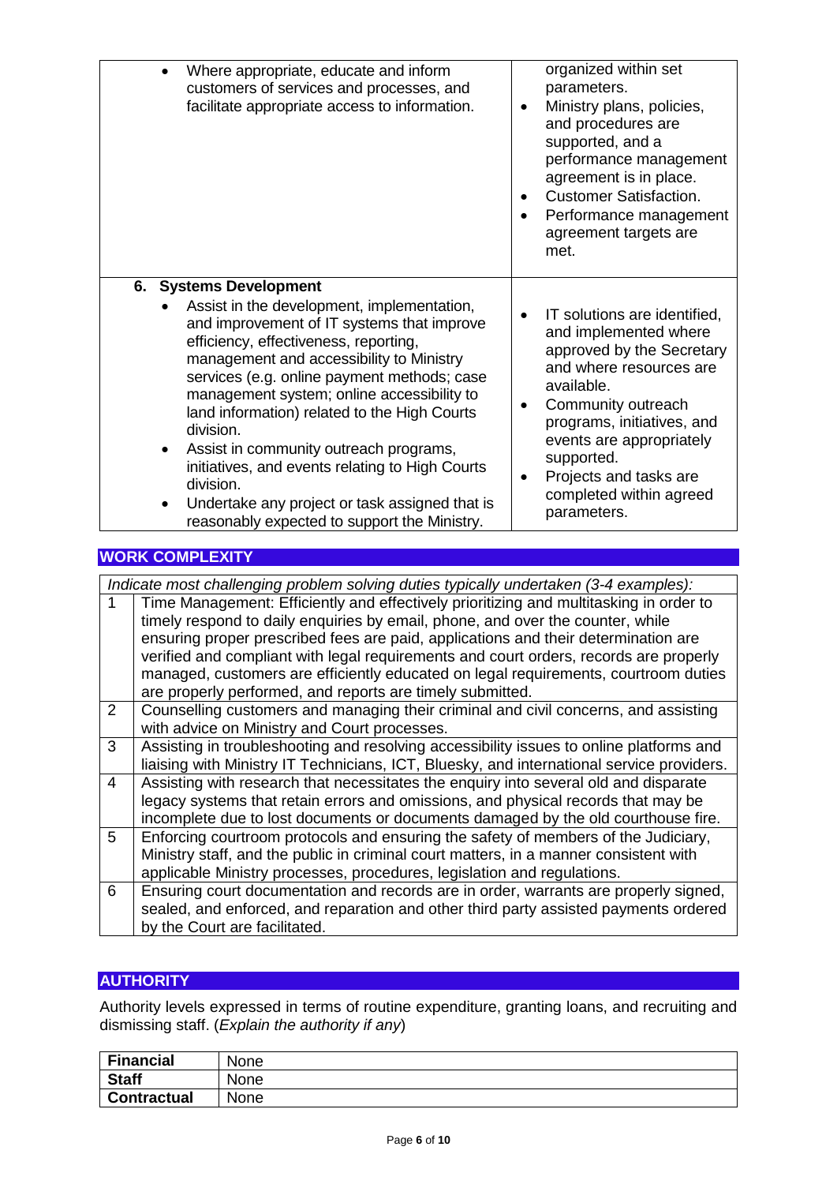| | |
|---|---|
| • Where appropriate, educate and inform customers of services and processes, and facilitate appropriate access to information. | organized within set parameters.<br>• Ministry plans, policies, and procedures are supported, and a performance management agreement is in place.<br>• Customer Satisfaction.<br>• Performance management agreement targets are met. |
| **6. Systems Development**<br>• Assist in the development, implementation, and improvement of IT systems that improve efficiency, effectiveness, reporting, management and accessibility to Ministry services (e.g. online payment methods; case management system; online accessibility to land information) related to the High Courts division.<br>• Assist in community outreach programs, initiatives, and events relating to High Courts division.<br>• Undertake any project or task assigned that is reasonably expected to support the Ministry. | • IT solutions are identified, and implemented where approved by the Secretary and where resources are available.<br>• Community outreach programs, initiatives, and events are appropriately supported.<br>• Projects and tasks are completed within agreed parameters. |

## WORK COMPLEXITY

| *Indicate most challenging problem solving duties typically undertaken (3-4 examples):* | |
|---|---|
| 1 | Time Management: Efficiently and effectively prioritizing and multitasking in order to timely respond to daily enquiries by email, phone, and over the counter, while ensuring proper prescribed fees are paid, applications and their determination are verified and compliant with legal requirements and court orders, records are properly managed, customers are efficiently educated on legal requirements, courtroom duties are properly performed, and reports are timely submitted. |
| 2 | Counselling customers and managing their criminal and civil concerns, and assisting with advice on Ministry and Court processes. |
| 3 | Assisting in troubleshooting and resolving accessibility issues to online platforms and liaising with Ministry IT Technicians, ICT, Bluesky, and international service providers. |
| 4 | Assisting with research that necessitates the enquiry into several old and disparate legacy systems that retain errors and omissions, and physical records that may be incomplete due to lost documents or documents damaged by the old courthouse fire. |
| 5 | Enforcing courtroom protocols and ensuring the safety of members of the Judiciary, Ministry staff, and the public in criminal court matters, in a manner consistent with applicable Ministry processes, procedures, legislation and regulations. |
| 6 | Ensuring court documentation and records are in order, warrants are properly signed, sealed, and enforced, and reparation and other third party assisted payments ordered by the Court are facilitated. |

## AUTHORITY

Authority levels expressed in terms of routine expenditure, granting loans, and recruiting and dismissing staff. (*Explain the authority if any*)

| | |
|---|---|
| **Financial** | None |
| **Staff** | None |
| **Contractual** | None |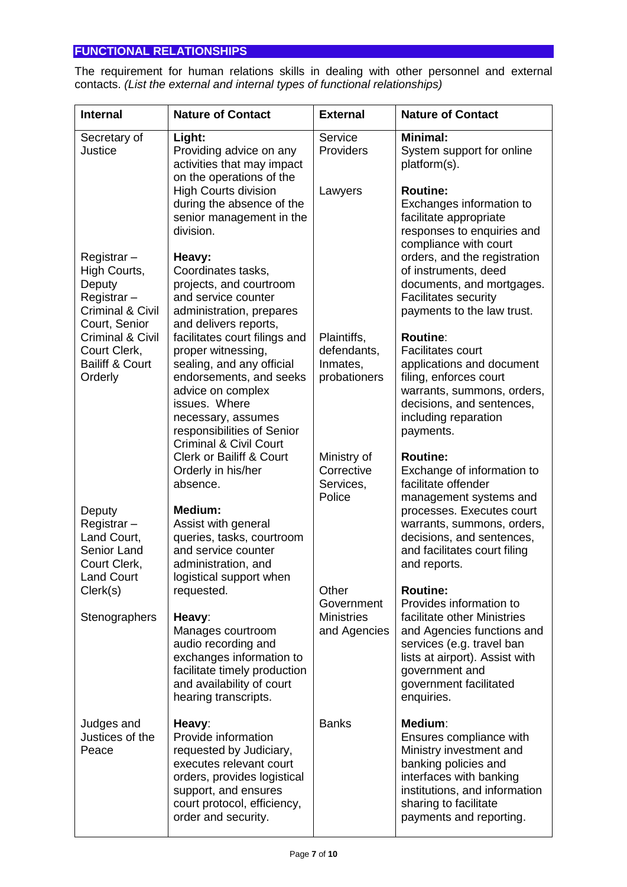## FUNCTIONAL RELATIONSHIPS

The requirement for human relations skills in dealing with other personnel and external contacts. *(List the external and internal types of functional relationships)*

| Internal | Nature of Contact | External | Nature of Contact |
|---|---|---|---|
| Secretary of Justice | **Light:** Providing advice on any activities that may impact on the operations of the High Courts division during the absence of the senior management in the division. | Service Providers | **Minimal:** System support for online platform(s). |
| | | Lawyers | **Routine:** Exchanges information to facilitate appropriate responses to enquiries and compliance with court orders, and the registration of instruments, deed documents, and mortgages. Facilitates security payments to the law trust. |
| Registrar – High Courts, Deputy Registrar – Criminal & Civil Court, Senior Criminal & Civil Court Clerk, Bailiff & Court Orderly | **Heavy:** Coordinates tasks, projects, and courtroom and service counter administration, prepares and delivers reports, facilitates court filings and proper witnessing, sealing, and any official endorsements, and seeks advice on complex issues. Where necessary, assumes responsibilities of Senior Criminal & Civil Court Clerk or Bailiff & Court Orderly in his/her absence. | Plaintiffs, defendants, Inmates, probationers | **Routine**: Facilitates court applications and document filing, enforces court warrants, summons, orders, decisions, and sentences, including reparation payments. |
| Deputy Registrar – Land Court, Senior Land Court Clerk, Land Court Clerk(s) | **Medium:** Assist with general queries, tasks, courtroom and service counter administration, and logistical support when requested. | Ministry of Corrective Services, Police | **Routine:** Exchange of information to facilitate offender management systems and processes. Executes court warrants, summons, orders, decisions, and sentences, and facilitates court filing and reports. |
| Stenographers | **Heavy**: Manages courtroom audio recording and exchanges information to facilitate timely production and availability of court hearing transcripts. | Other Government Ministries and Agencies | **Routine:** Provides information to facilitate other Ministries and Agencies functions and services (e.g. travel ban lists at airport). Assist with government and government facilitated enquiries. |
| Judges and Justices of the Peace | **Heavy**: Provide information requested by Judiciary, executes relevant court orders, provides logistical support, and ensures court protocol, efficiency, order and security. | Banks | **Medium**: Ensures compliance with Ministry investment and banking policies and interfaces with banking institutions, and information sharing to facilitate payments and reporting. |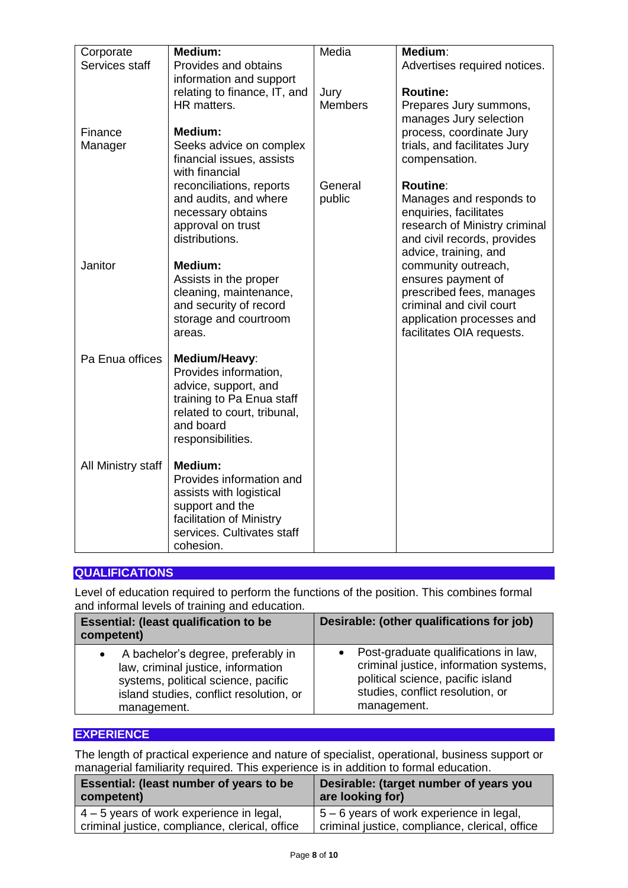| | | | |
|---|---|---|---|
| Corporate Services staff | **Medium:** Provides and obtains information and support relating to finance, IT, and HR matters. | Media | **Medium**: Advertises required notices. |
| Finance Manager | **Medium:** Seeks advice on complex financial issues, assists with financial reconciliations, reports and audits, and where necessary obtains approval on trust distributions. | Jury Members | **Routine:** Prepares Jury summons, manages Jury selection process, coordinate Jury trials, and facilitates Jury compensation. |
| Janitor | **Medium:** Assists in the proper cleaning, maintenance, and security of record storage and courtroom areas. | General public | **Routine**: Manages and responds to enquiries, facilitates research of Ministry criminal and civil records, provides advice, training, and community outreach, ensures payment of prescribed fees, manages criminal and civil court application processes and facilitates OIA requests. |
| Pa Enua offices | **Medium/Heavy**: Provides information, advice, support, and training to Pa Enua staff related to court, tribunal, and board responsibilities. | | |
| All Ministry staff | **Medium:** Provides information and assists with logistical support and the facilitation of Ministry services. Cultivates staff cohesion. | | |

## QUALIFICATIONS

Level of education required to perform the functions of the position. This combines formal and informal levels of training and education.

| Essential: (least qualification to be competent) | Desirable: (other qualifications for job) |
|---|---|
| • A bachelor's degree, preferably in law, criminal justice, information systems, political science, pacific island studies, conflict resolution, or management. | • Post-graduate qualifications in law, criminal justice, information systems, political science, pacific island studies, conflict resolution, or management. |

## EXPERIENCE

The length of practical experience and nature of specialist, operational, business support or managerial familiarity required. This experience is in addition to formal education.

| Essential: (least number of years to be competent) | Desirable: (target number of years you are looking for) |
|---|---|
| 4 – 5 years of work experience in legal, criminal justice, compliance, clerical, office | 5 – 6 years of work experience in legal, criminal justice, compliance, clerical, office |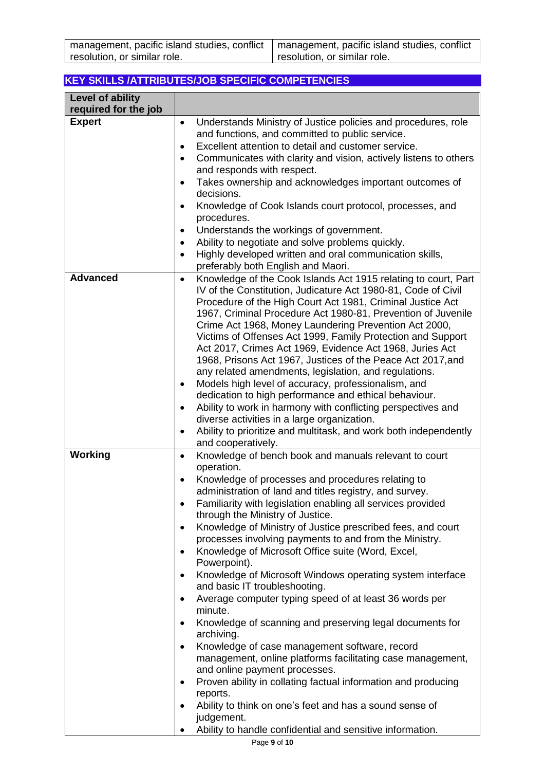| management, pacific island studies, conflict resolution, or similar role. | management, pacific island studies, conflict resolution, or similar role. |
|---|---|

## KEY SKILLS /ATTRIBUTES/JOB SPECIFIC COMPETENCIES

| Level of ability required for the job | |
|---|---|
| **Expert** | • Understands Ministry of Justice policies and procedures, role and functions, and committed to public service.<br>• Excellent attention to detail and customer service.<br>• Communicates with clarity and vision, actively listens to others and responds with respect.<br>• Takes ownership and acknowledges important outcomes of decisions.<br>• Knowledge of Cook Islands court protocol, processes, and procedures.<br>• Understands the workings of government.<br>• Ability to negotiate and solve problems quickly.<br>• Highly developed written and oral communication skills, preferably both English and Maori. |
| **Advanced** | • Knowledge of the Cook Islands Act 1915 relating to court, Part IV of the Constitution, Judicature Act 1980-81, Code of Civil Procedure of the High Court Act 1981, Criminal Justice Act 1967, Criminal Procedure Act 1980-81, Prevention of Juvenile Crime Act 1968, Money Laundering Prevention Act 2000, Victims of Offenses Act 1999, Family Protection and Support Act 2017, Crimes Act 1969, Evidence Act 1968, Juries Act 1968, Prisons Act 1967, Justices of the Peace Act 2017,and any related amendments, legislation, and regulations.<br>• Models high level of accuracy, professionalism, and dedication to high performance and ethical behaviour.<br>• Ability to work in harmony with conflicting perspectives and diverse activities in a large organization.<br>• Ability to prioritize and multitask, and work both independently and cooperatively. |
| **Working** | • Knowledge of bench book and manuals relevant to court operation.<br>• Knowledge of processes and procedures relating to administration of land and titles registry, and survey.<br>• Familiarity with legislation enabling all services provided through the Ministry of Justice.<br>• Knowledge of Ministry of Justice prescribed fees, and court processes involving payments to and from the Ministry.<br>• Knowledge of Microsoft Office suite (Word, Excel, Powerpoint).<br>• Knowledge of Microsoft Windows operating system interface and basic IT troubleshooting.<br>• Average computer typing speed of at least 36 words per minute.<br>• Knowledge of scanning and preserving legal documents for archiving.<br>• Knowledge of case management software, record management, online platforms facilitating case management, and online payment processes.<br>• Proven ability in collating factual information and producing reports.<br>• Ability to think on one's feet and has a sound sense of judgement.<br>• Ability to handle confidential and sensitive information. |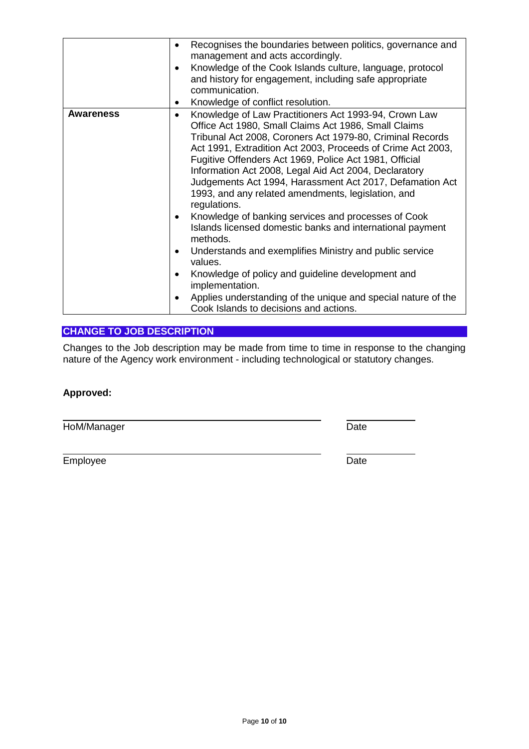| | |
|---|---|
| | • Recognises the boundaries between politics, governance and management and acts accordingly.<br>• Knowledge of the Cook Islands culture, language, protocol and history for engagement, including safe appropriate communication.<br>• Knowledge of conflict resolution. |
| **Awareness** | • Knowledge of Law Practitioners Act 1993-94, Crown Law Office Act 1980, Small Claims Act 1986, Small Claims Tribunal Act 2008, Coroners Act 1979-80, Criminal Records Act 1991, Extradition Act 2003, Proceeds of Crime Act 2003, Fugitive Offenders Act 1969, Police Act 1981, Official Information Act 2008, Legal Aid Act 2004, Declaratory Judgements Act 1994, Harassment Act 2017, Defamation Act 1993, and any related amendments, legislation, and regulations.<br>• Knowledge of banking services and processes of Cook Islands licensed domestic banks and international payment methods.<br>• Understands and exemplifies Ministry and public service values.<br>• Knowledge of policy and guideline development and implementation.<br>• Applies understanding of the unique and special nature of the Cook Islands to decisions and actions. |

## CHANGE TO JOB DESCRIPTION

Changes to the Job description may be made from time to time in response to the changing nature of the Agency work environment - including technological or statutory changes.

**Approved:**

HoM/Manager ______________________ Date __________

Employee ______________________ Date __________